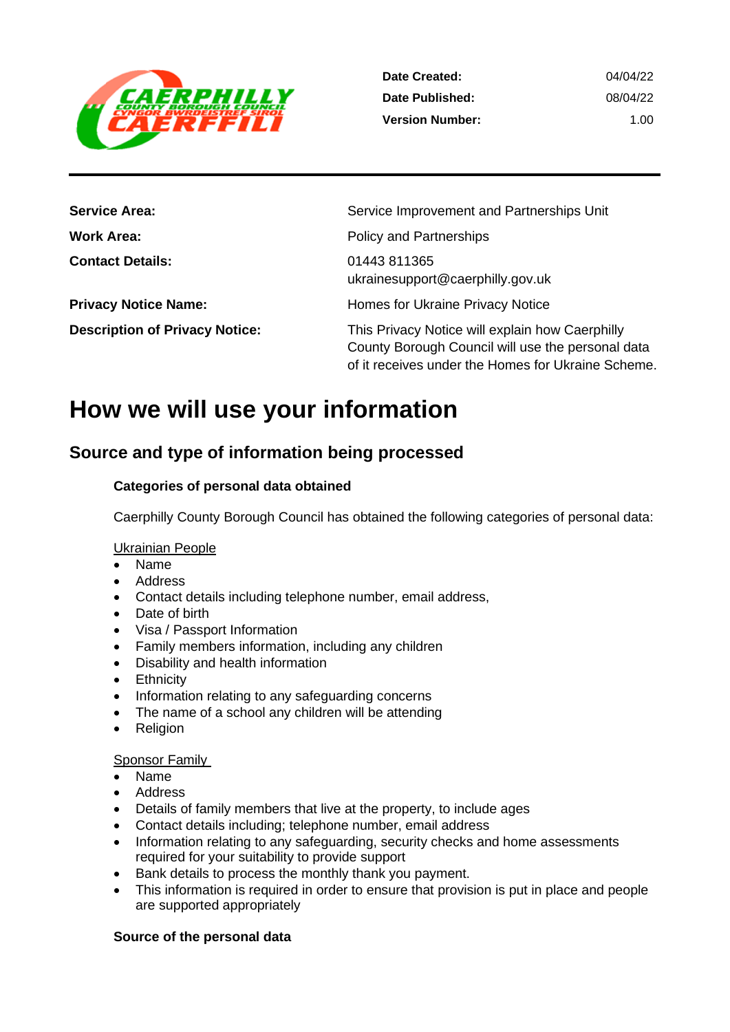| | |
|---|---|
| **Date Created:** | 04/04/22 |
| **Date Published:** | 08/04/22 |
| **Version Number:** | 1.00 |

| | |
|---|---|
| **Service Area:** | Service Improvement and Partnerships Unit |
| **Work Area:** | Policy and Partnerships |
| **Contact Details:** | 01443 811365<br>ukrainesupport@caerphilly.gov.uk |
| **Privacy Notice Name:** | Homes for Ukraine Privacy Notice |
| **Description of Privacy Notice:** | This Privacy Notice will explain how Caerphilly County Borough Council will use the personal data of it receives under the Homes for Ukraine Scheme. |

# How we will use your information

## Source and type of information being processed

### Categories of personal data obtained

Caerphilly County Borough Council has obtained the following categories of personal data:

Ukrainian People

- Name
- Address
- Contact details including telephone number, email address,
- Date of birth
- Visa / Passport Information
- Family members information, including any children
- Disability and health information
- Ethnicity
- Information relating to any safeguarding concerns
- The name of a school any children will be attending
- Religion

Sponsor Family

- Name
- Address
- Details of family members that live at the property, to include ages
- Contact details including; telephone number, email address
- Information relating to any safeguarding, security checks and home assessments required for your suitability to provide support
- Bank details to process the monthly thank you payment.
- This information is required in order to ensure that provision is put in place and people are supported appropriately

### Source of the personal data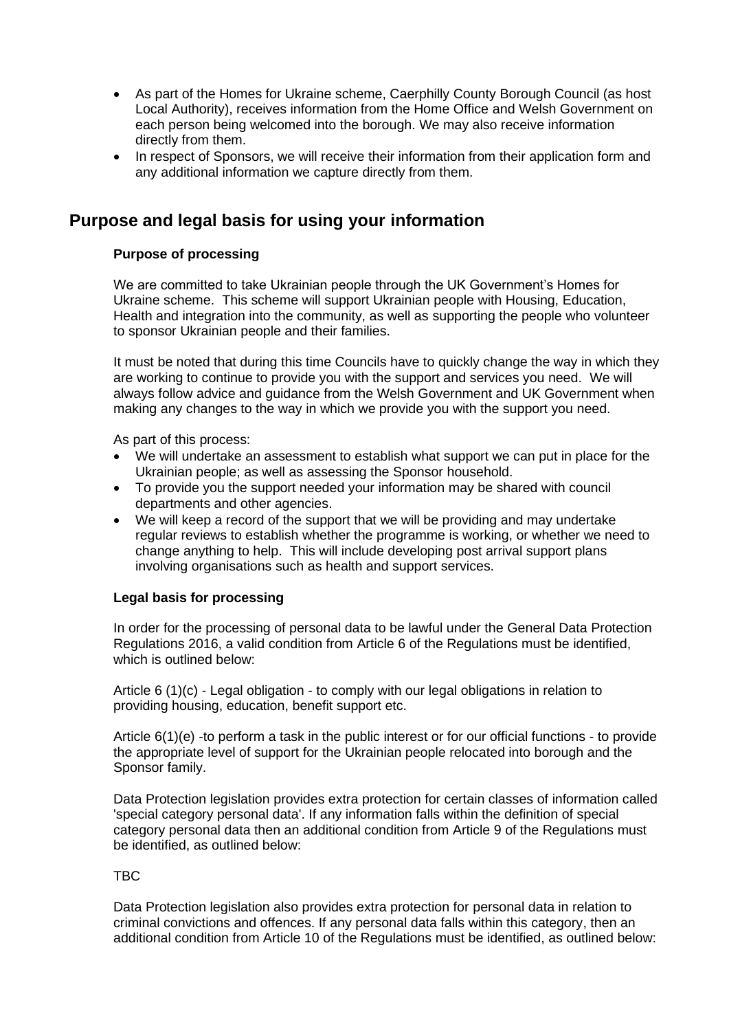- As part of the Homes for Ukraine scheme, Caerphilly County Borough Council (as host Local Authority), receives information from the Home Office and Welsh Government on each person being welcomed into the borough. We may also receive information directly from them.
- In respect of Sponsors, we will receive their information from their application form and any additional information we capture directly from them.

## Purpose and legal basis for using your information

### Purpose of processing

We are committed to take Ukrainian people through the UK Government's Homes for Ukraine scheme. This scheme will support Ukrainian people with Housing, Education, Health and integration into the community, as well as supporting the people who volunteer to sponsor Ukrainian people and their families.

It must be noted that during this time Councils have to quickly change the way in which they are working to continue to provide you with the support and services you need. We will always follow advice and guidance from the Welsh Government and UK Government when making any changes to the way in which we provide you with the support you need.

As part of this process:

- We will undertake an assessment to establish what support we can put in place for the Ukrainian people; as well as assessing the Sponsor household.
- To provide you the support needed your information may be shared with council departments and other agencies.
- We will keep a record of the support that we will be providing and may undertake regular reviews to establish whether the programme is working, or whether we need to change anything to help. This will include developing post arrival support plans involving organisations such as health and support services.

### Legal basis for processing

In order for the processing of personal data to be lawful under the General Data Protection Regulations 2016, a valid condition from Article 6 of the Regulations must be identified, which is outlined below:

Article 6 (1)(c) - Legal obligation - to comply with our legal obligations in relation to providing housing, education, benefit support etc.

Article 6(1)(e) -to perform a task in the public interest or for our official functions - to provide the appropriate level of support for the Ukrainian people relocated into borough and the Sponsor family.

Data Protection legislation provides extra protection for certain classes of information called 'special category personal data'. If any information falls within the definition of special category personal data then an additional condition from Article 9 of the Regulations must be identified, as outlined below:

TBC

Data Protection legislation also provides extra protection for personal data in relation to criminal convictions and offences. If any personal data falls within this category, then an additional condition from Article 10 of the Regulations must be identified, as outlined below: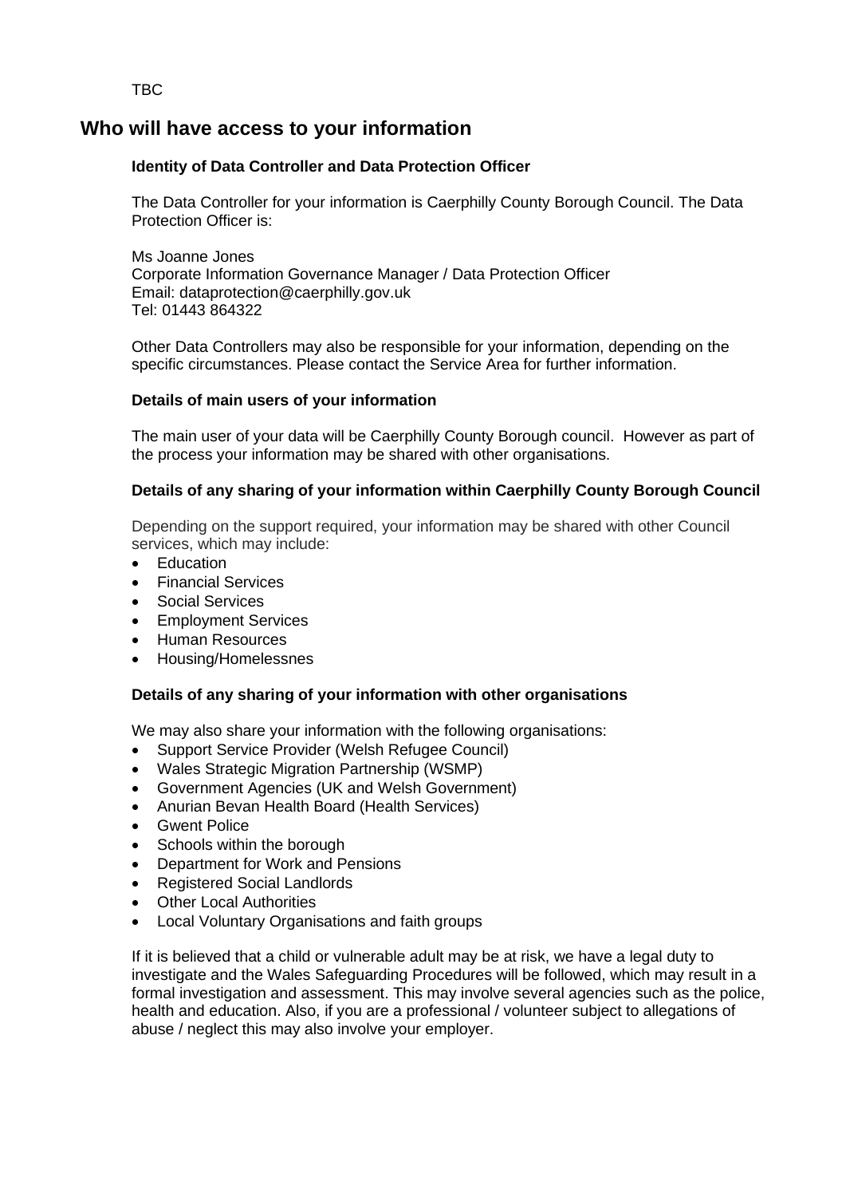TBC

## Who will have access to your information

**Identity of Data Controller and Data Protection Officer**

The Data Controller for your information is Caerphilly County Borough Council. The Data Protection Officer is:

Ms Joanne Jones
Corporate Information Governance Manager / Data Protection Officer
Email: dataprotection@caerphilly.gov.uk
Tel: 01443 864322

Other Data Controllers may also be responsible for your information, depending on the specific circumstances. Please contact the Service Area for further information.

**Details of main users of your information**

The main user of your data will be Caerphilly County Borough council. However as part of the process your information may be shared with other organisations.

**Details of any sharing of your information within Caerphilly County Borough Council**

Depending on the support required, your information may be shared with other Council services, which may include:

- Education
- Financial Services
- Social Services
- Employment Services
- Human Resources
- Housing/Homelessnes

**Details of any sharing of your information with other organisations**

We may also share your information with the following organisations:

- Support Service Provider (Welsh Refugee Council)
- Wales Strategic Migration Partnership (WSMP)
- Government Agencies (UK and Welsh Government)
- Anurian Bevan Health Board (Health Services)
- Gwent Police
- Schools within the borough
- Department for Work and Pensions
- Registered Social Landlords
- Other Local Authorities
- Local Voluntary Organisations and faith groups

If it is believed that a child or vulnerable adult may be at risk, we have a legal duty to investigate and the Wales Safeguarding Procedures will be followed, which may result in a formal investigation and assessment. This may involve several agencies such as the police, health and education. Also, if you are a professional / volunteer subject to allegations of abuse / neglect this may also involve your employer.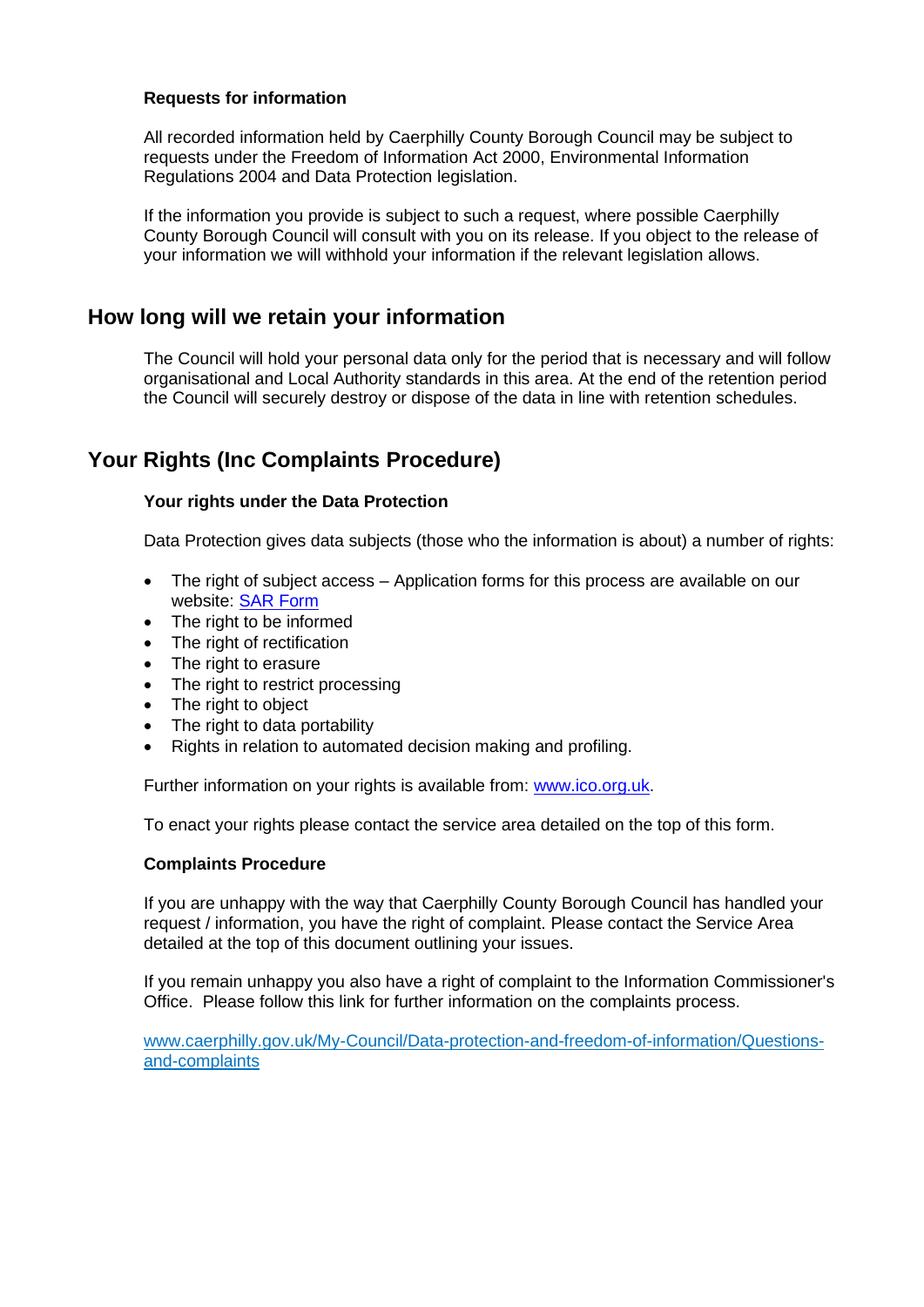### Requests for information

All recorded information held by Caerphilly County Borough Council may be subject to requests under the Freedom of Information Act 2000, Environmental Information Regulations 2004 and Data Protection legislation.

If the information you provide is subject to such a request, where possible Caerphilly County Borough Council will consult with you on its release. If you object to the release of your information we will withhold your information if the relevant legislation allows.

## How long will we retain your information

The Council will hold your personal data only for the period that is necessary and will follow organisational and Local Authority standards in this area. At the end of the retention period the Council will securely destroy or dispose of the data in line with retention schedules.

## Your Rights (Inc Complaints Procedure)

### Your rights under the Data Protection

Data Protection gives data subjects (those who the information is about) a number of rights:

- The right of subject access – Application forms for this process are available on our website: [SAR Form]
- The right to be informed
- The right of rectification
- The right to erasure
- The right to restrict processing
- The right to object
- The right to data portability
- Rights in relation to automated decision making and profiling.

Further information on your rights is available from: www.ico.org.uk.

To enact your rights please contact the service area detailed on the top of this form.

### Complaints Procedure

If you are unhappy with the way that Caerphilly County Borough Council has handled your request / information, you have the right of complaint. Please contact the Service Area detailed at the top of this document outlining your issues.

If you remain unhappy you also have a right of complaint to the Information Commissioner's Office. Please follow this link for further information on the complaints process.

www.caerphilly.gov.uk/My-Council/Data-protection-and-freedom-of-information/Questions-and-complaints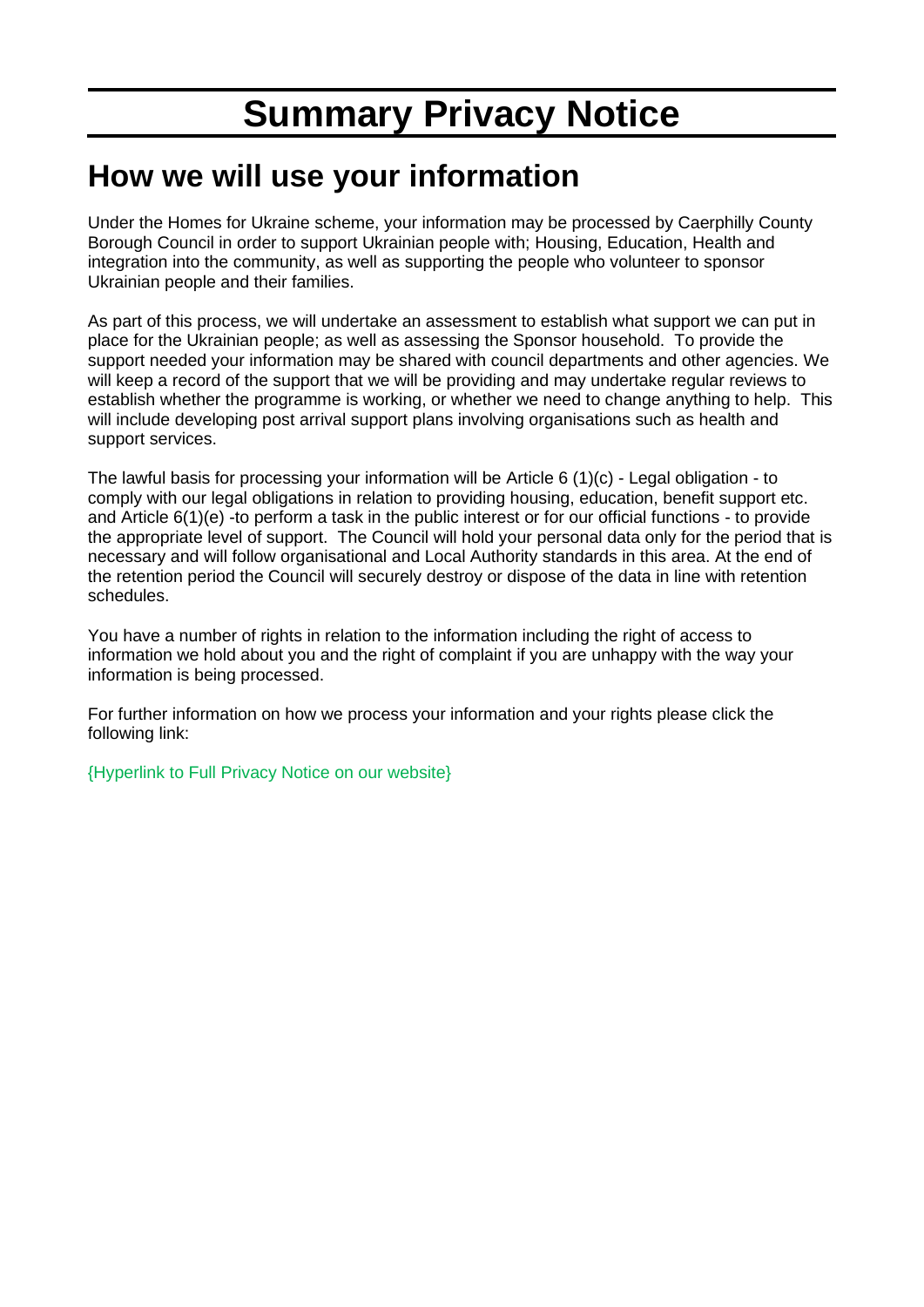# Summary Privacy Notice

## How we will use your information

Under the Homes for Ukraine scheme, your information may be processed by Caerphilly County Borough Council in order to support Ukrainian people with; Housing, Education, Health and integration into the community, as well as supporting the people who volunteer to sponsor Ukrainian people and their families.

As part of this process, we will undertake an assessment to establish what support we can put in place for the Ukrainian people; as well as assessing the Sponsor household. To provide the support needed your information may be shared with council departments and other agencies. We will keep a record of the support that we will be providing and may undertake regular reviews to establish whether the programme is working, or whether we need to change anything to help. This will include developing post arrival support plans involving organisations such as health and support services.

The lawful basis for processing your information will be Article 6 (1)(c) - Legal obligation - to comply with our legal obligations in relation to providing housing, education, benefit support etc. and Article 6(1)(e) -to perform a task in the public interest or for our official functions - to provide the appropriate level of support. The Council will hold your personal data only for the period that is necessary and will follow organisational and Local Authority standards in this area. At the end of the retention period the Council will securely destroy or dispose of the data in line with retention schedules.

You have a number of rights in relation to the information including the right of access to information we hold about you and the right of complaint if you are unhappy with the way your information is being processed.

For further information on how we process your information and your rights please click the following link:

{Hyperlink to Full Privacy Notice on our website}